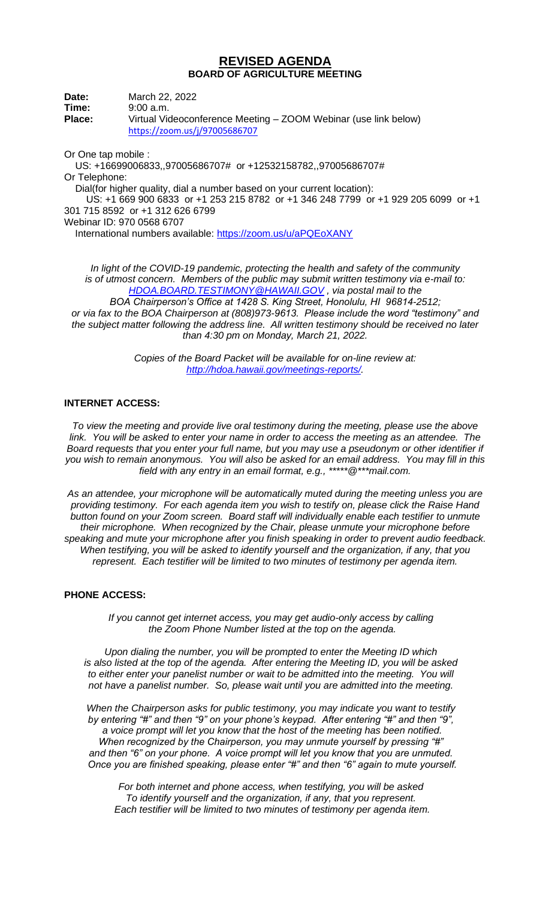# REVISED AGENDA

## BOARD OF AGRICULTURE MEETING

**Date:** March 22, 2022
**Time:** 9:00 a.m.
**Place:** Virtual Videoconference Meeting – ZOOM Webinar (use link below)
https://zoom.us/j/97005686707

Or One tap mobile :
US: +16699006833,,97005686707# or +12532158782,,97005686707#
Or Telephone:
Dial(for higher quality, dial a number based on your current location):
US: +1 669 900 6833 or +1 253 215 8782 or +1 346 248 7799 or +1 929 205 6099 or +1 301 715 8592 or +1 312 626 6799
Webinar ID: 970 0568 6707
International numbers available: https://zoom.us/u/aPQEoXANY

*In light of the COVID-19 pandemic, protecting the health and safety of the community is of utmost concern. Members of the public may submit written testimony via e-mail to: HDOA.BOARD.TESTIMONY@HAWAII.GOV , via postal mail to the BOA Chairperson's Office at 1428 S. King Street, Honolulu, HI 96814-2512; or via fax to the BOA Chairperson at (808)973-9613. Please include the word "testimony" and the subject matter following the address line. All written testimony should be received no later than 4:30 pm on Monday, March 21, 2022.*

*Copies of the Board Packet will be available for on-line review at: http://hdoa.hawaii.gov/meetings-reports/.*

### INTERNET ACCESS:

*To view the meeting and provide live oral testimony during the meeting, please use the above link. You will be asked to enter your name in order to access the meeting as an attendee. The Board requests that you enter your full name, but you may use a pseudonym or other identifier if you wish to remain anonymous. You will also be asked for an email address. You may fill in this field with any entry in an email format, e.g., *****@***mail.com.*

*As an attendee, your microphone will be automatically muted during the meeting unless you are providing testimony. For each agenda item you wish to testify on, please click the Raise Hand button found on your Zoom screen. Board staff will individually enable each testifier to unmute their microphone. When recognized by the Chair, please unmute your microphone before speaking and mute your microphone after you finish speaking in order to prevent audio feedback. When testifying, you will be asked to identify yourself and the organization, if any, that you represent. Each testifier will be limited to two minutes of testimony per agenda item.*

### PHONE ACCESS:

*If you cannot get internet access, you may get audio-only access by calling the Zoom Phone Number listed at the top on the agenda.*

*Upon dialing the number, you will be prompted to enter the Meeting ID which is also listed at the top of the agenda. After entering the Meeting ID, you will be asked to either enter your panelist number or wait to be admitted into the meeting. You will not have a panelist number. So, please wait until you are admitted into the meeting.*

*When the Chairperson asks for public testimony, you may indicate you want to testify by entering "#" and then "9" on your phone's keypad. After entering "#" and then "9", a voice prompt will let you know that the host of the meeting has been notified. When recognized by the Chairperson, you may unmute yourself by pressing "#" and then "6" on your phone. A voice prompt will let you know that you are unmuted. Once you are finished speaking, please enter "#" and then "6" again to mute yourself.*

*For both internet and phone access, when testifying, you will be asked To identify yourself and the organization, if any, that you represent. Each testifier will be limited to two minutes of testimony per agenda item.*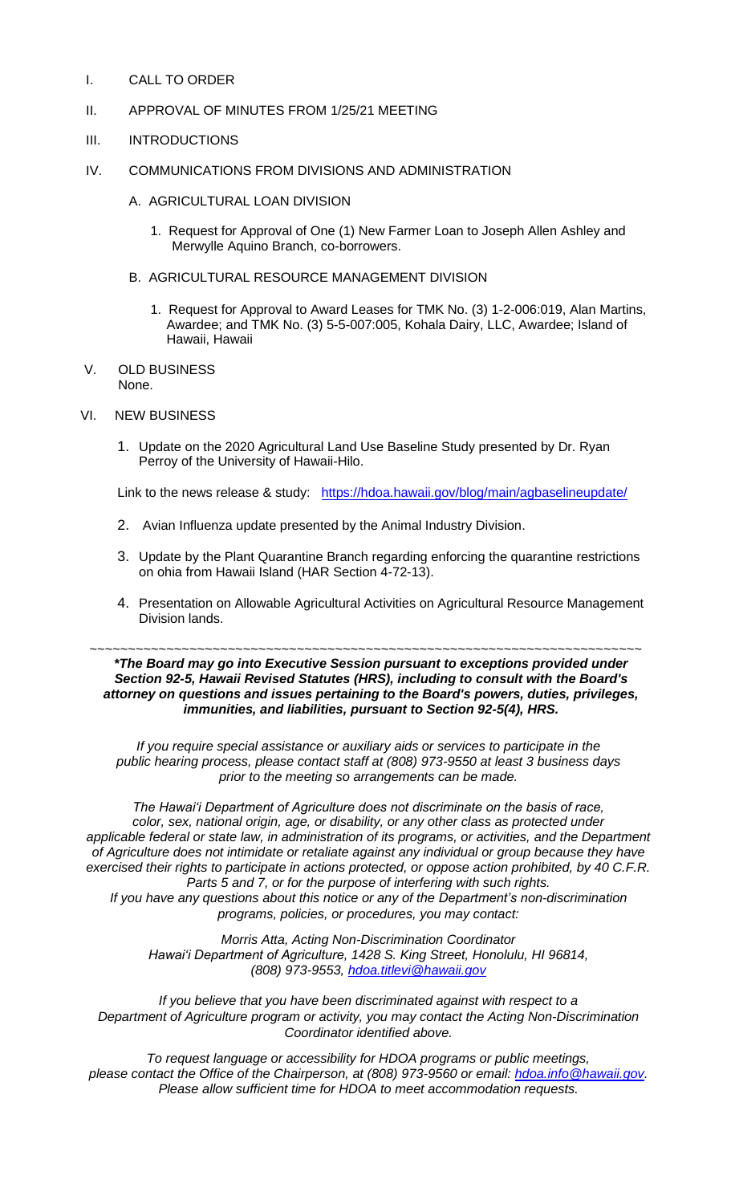I. CALL TO ORDER

II. APPROVAL OF MINUTES FROM 1/25/21 MEETING

III. INTRODUCTIONS

IV. COMMUNICATIONS FROM DIVISIONS AND ADMINISTRATION

   A. AGRICULTURAL LOAN DIVISION

      1. Request for Approval of One (1) New Farmer Loan to Joseph Allen Ashley and Merwylle Aquino Branch, co-borrowers.

   B. AGRICULTURAL RESOURCE MANAGEMENT DIVISION

      1. Request for Approval to Award Leases for TMK No. (3) 1-2-006:019, Alan Martins, Awardee; and TMK No. (3) 5-5-007:005, Kohala Dairy, LLC, Awardee; Island of Hawaii, Hawaii

V. OLD BUSINESS
   None.

VI. NEW BUSINESS

   1. Update on the 2020 Agricultural Land Use Baseline Study presented by Dr. Ryan Perroy of the University of Hawaii-Hilo.

   Link to the news release & study: https://hdoa.hawaii.gov/blog/main/agbaselineupdate/

   2. Avian Influenza update presented by the Animal Industry Division.

   3. Update by the Plant Quarantine Branch regarding enforcing the quarantine restrictions on ohia from Hawaii Island (HAR Section 4-72-13).

   4. Presentation on Allowable Agricultural Activities on Agricultural Resource Management Division lands.

~~~~~~~~~~~~~~~~~~~~~~~~~~~~~~~~~~~~~~~~~~~~~~~~~~~~~~~~~~~~~~~~~~~~~~~~~~

***\*The Board may go into Executive Session pursuant to exceptions provided under Section 92-5, Hawaii Revised Statutes (HRS), including to consult with the Board's attorney on questions and issues pertaining to the Board's powers, duties, privileges, immunities, and liabilities, pursuant to Section 92-5(4), HRS.***

*If you require special assistance or auxiliary aids or services to participate in the public hearing process, please contact staff at (808) 973-9550 at least 3 business days prior to the meeting so arrangements can be made.*

*The Hawai'i Department of Agriculture does not discriminate on the basis of race, color, sex, national origin, age, or disability, or any other class as protected under applicable federal or state law, in administration of its programs, or activities, and the Department of Agriculture does not intimidate or retaliate against any individual or group because they have exercised their rights to participate in actions protected, or oppose action prohibited, by 40 C.F.R. Parts 5 and 7, or for the purpose of interfering with such rights.*
*If you have any questions about this notice or any of the Department's non-discrimination programs, policies, or procedures, you may contact:*

*Morris Atta, Acting Non-Discrimination Coordinator*
*Hawai'i Department of Agriculture, 1428 S. King Street, Honolulu, HI 96814,*
*(808) 973-9553, hdoa.titlevi@hawaii.gov*

*If you believe that you have been discriminated against with respect to a Department of Agriculture program or activity, you may contact the Acting Non-Discrimination Coordinator identified above.*

*To request language or accessibility for HDOA programs or public meetings, please contact the Office of the Chairperson, at (808) 973-9560 or email: hdoa.info@hawaii.gov. Please allow sufficient time for HDOA to meet accommodation requests.*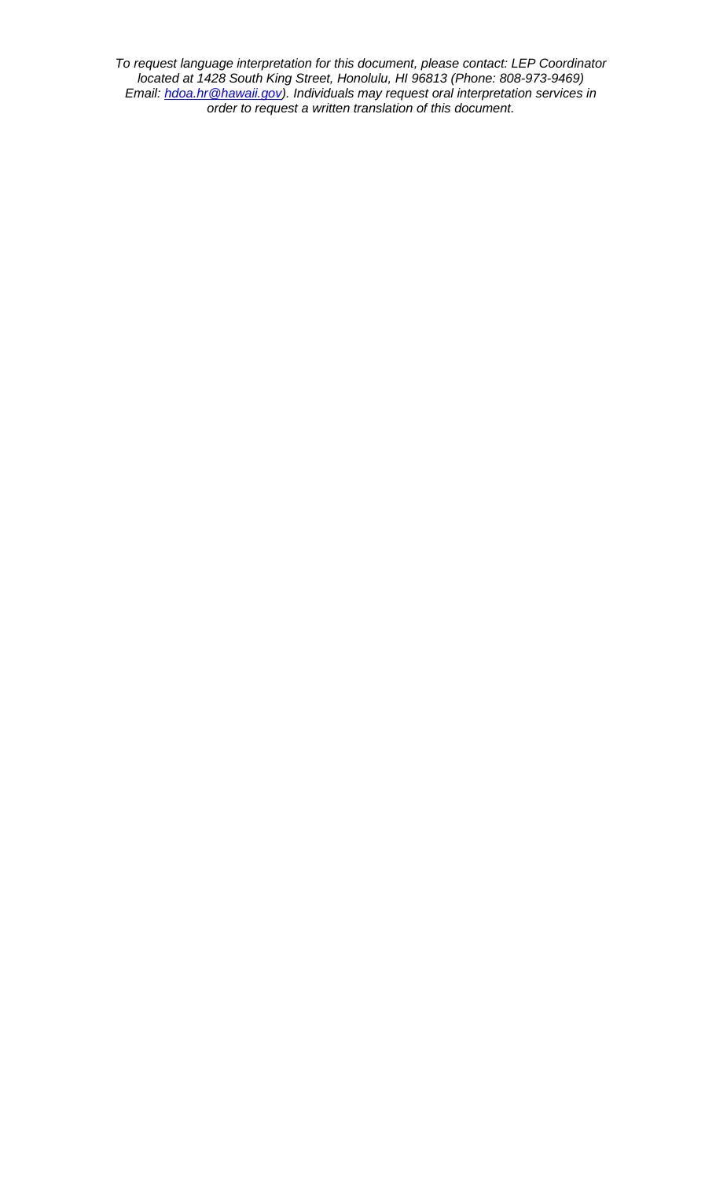*To request language interpretation for this document, please contact: LEP Coordinator located at 1428 South King Street, Honolulu, HI 96813 (Phone: 808-973-9469) Email: hdoa.hr@hawaii.gov). Individuals may request oral interpretation services in order to request a written translation of this document.*